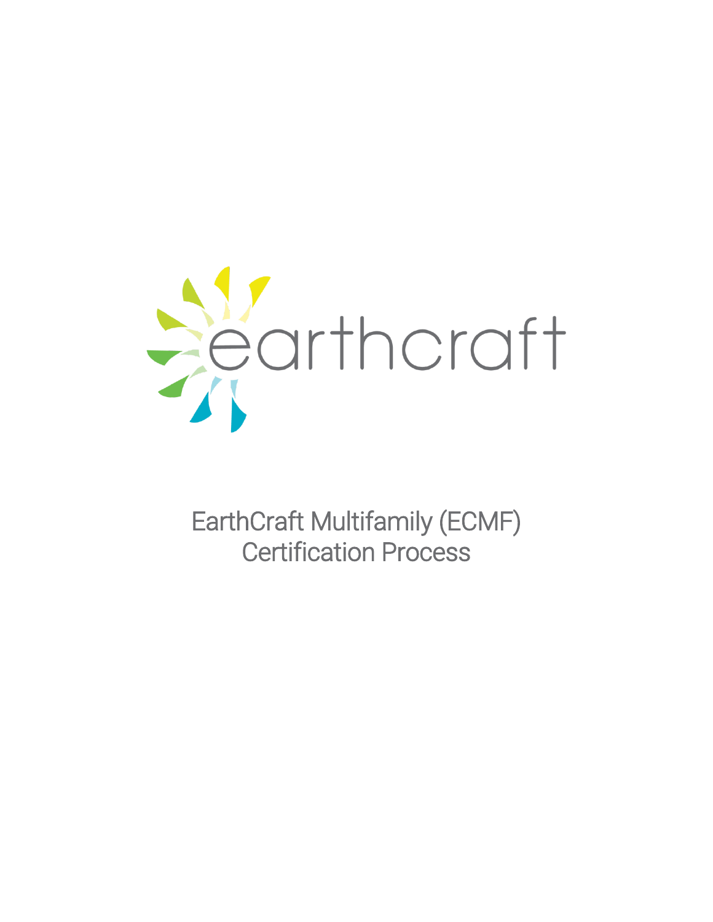earthcraft

# EarthCraft Multifamily (ECMF) Certification Process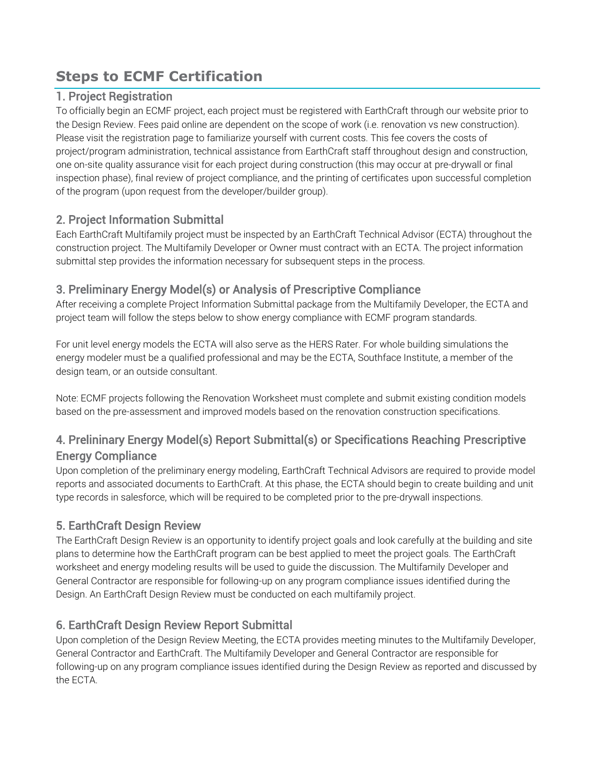# Steps to ECMF Certification

## 1. Project Registration

To officially begin an ECMF project, each project must be registered with EarthCraft through our website prior to the Design Review. Fees paid online are dependent on the scope of work (i.e. renovation vs new construction). Please visit the registration page to familiarize yourself with current costs. This fee covers the costs of project/program administration, technical assistance from EarthCraft staff throughout design and construction, one on-site quality assurance visit for each project during construction (this may occur at pre-drywall or final inspection phase), final review of project compliance, and the printing of certificates upon successful completion of the program (upon request from the developer/builder group).

## 2. Project Information Submittal

Each EarthCraft Multifamily project must be inspected by an EarthCraft Technical Advisor (ECTA) throughout the construction project. The Multifamily Developer or Owner must contract with an ECTA. The project information submittal step provides the information necessary for subsequent steps in the process.

## 3. Preliminary Energy Model(s) or Analysis of Prescriptive Compliance

After receiving a complete Project Information Submittal package from the Multifamily Developer, the ECTA and project team will follow the steps below to show energy compliance with ECMF program standards.

For unit level energy models the ECTA will also serve as the HERS Rater. For whole building simulations the energy modeler must be a qualified professional and may be the ECTA, Southface Institute, a member of the design team, or an outside consultant.

Note: ECMF projects following the Renovation Worksheet must complete and submit existing condition models based on the pre-assessment and improved models based on the renovation construction specifications.

## 4. Prelininary Energy Model(s) Report Submittal(s) or Specifications Reaching Prescriptive Energy Compliance

Upon completion of the preliminary energy modeling, EarthCraft Technical Advisors are required to provide model reports and associated documents to EarthCraft. At this phase, the ECTA should begin to create building and unit type records in salesforce, which will be required to be completed prior to the pre-drywall inspections.

## 5. EarthCraft Design Review

The EarthCraft Design Review is an opportunity to identify project goals and look carefully at the building and site plans to determine how the EarthCraft program can be best applied to meet the project goals. The EarthCraft worksheet and energy modeling results will be used to guide the discussion. The Multifamily Developer and General Contractor are responsible for following-up on any program compliance issues identified during the Design. An EarthCraft Design Review must be conducted on each multifamily project.

## 6. EarthCraft Design Review Report Submittal

Upon completion of the Design Review Meeting, the ECTA provides meeting minutes to the Multifamily Developer, General Contractor and EarthCraft. The Multifamily Developer and General Contractor are responsible for following-up on any program compliance issues identified during the Design Review as reported and discussed by the ECTA.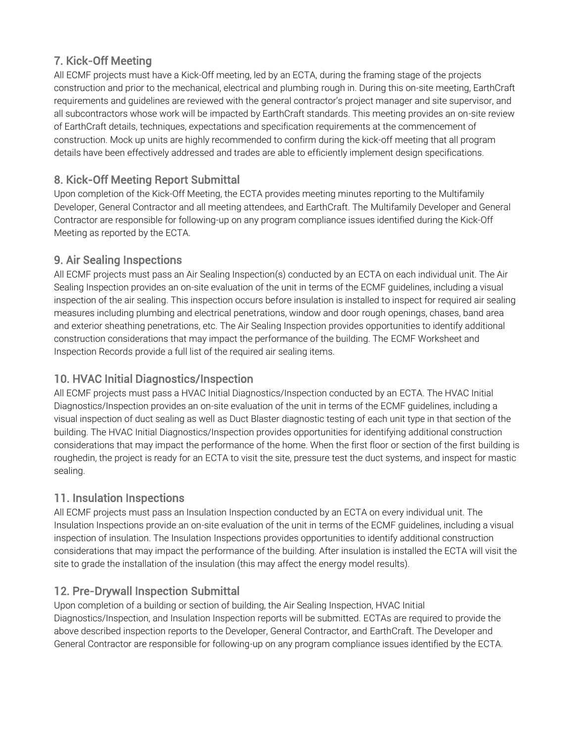## 7. Kick-Off Meeting

All ECMF projects must have a Kick-Off meeting, led by an ECTA, during the framing stage of the projects construction and prior to the mechanical, electrical and plumbing rough in. During this on-site meeting, EarthCraft requirements and guidelines are reviewed with the general contractor's project manager and site supervisor, and all subcontractors whose work will be impacted by EarthCraft standards. This meeting provides an on-site review of EarthCraft details, techniques, expectations and specification requirements at the commencement of construction. Mock up units are highly recommended to confirm during the kick-off meeting that all program details have been effectively addressed and trades are able to efficiently implement design specifications.

## 8. Kick-Off Meeting Report Submittal

Upon completion of the Kick-Off Meeting, the ECTA provides meeting minutes reporting to the Multifamily Developer, General Contractor and all meeting attendees, and EarthCraft. The Multifamily Developer and General Contractor are responsible for following-up on any program compliance issues identified during the Kick-Off Meeting as reported by the ECTA.

## 9. Air Sealing Inspections

All ECMF projects must pass an Air Sealing Inspection(s) conducted by an ECTA on each individual unit. The Air Sealing Inspection provides an on-site evaluation of the unit in terms of the ECMF guidelines, including a visual inspection of the air sealing. This inspection occurs before insulation is installed to inspect for required air sealing measures including plumbing and electrical penetrations, window and door rough openings, chases, band area and exterior sheathing penetrations, etc. The Air Sealing Inspection provides opportunities to identify additional construction considerations that may impact the performance of the building. The ECMF Worksheet and Inspection Records provide a full list of the required air sealing items.

## 10. HVAC Initial Diagnostics/Inspection

All ECMF projects must pass a HVAC Initial Diagnostics/Inspection conducted by an ECTA. The HVAC Initial Diagnostics/Inspection provides an on-site evaluation of the unit in terms of the ECMF guidelines, including a visual inspection of duct sealing as well as Duct Blaster diagnostic testing of each unit type in that section of the building. The HVAC Initial Diagnostics/Inspection provides opportunities for identifying additional construction considerations that may impact the performance of the home. When the first floor or section of the first building is roughedin, the project is ready for an ECTA to visit the site, pressure test the duct systems, and inspect for mastic sealing.

## 11. Insulation Inspections

All ECMF projects must pass an Insulation Inspection conducted by an ECTA on every individual unit. The Insulation Inspections provide an on-site evaluation of the unit in terms of the ECMF guidelines, including a visual inspection of insulation. The Insulation Inspections provides opportunities to identify additional construction considerations that may impact the performance of the building. After insulation is installed the ECTA will visit the site to grade the installation of the insulation (this may affect the energy model results).

## 12. Pre-Drywall Inspection Submittal

Upon completion of a building or section of building, the Air Sealing Inspection, HVAC Initial Diagnostics/Inspection, and Insulation Inspection reports will be submitted. ECTAs are required to provide the above described inspection reports to the Developer, General Contractor, and EarthCraft. The Developer and General Contractor are responsible for following-up on any program compliance issues identified by the ECTA.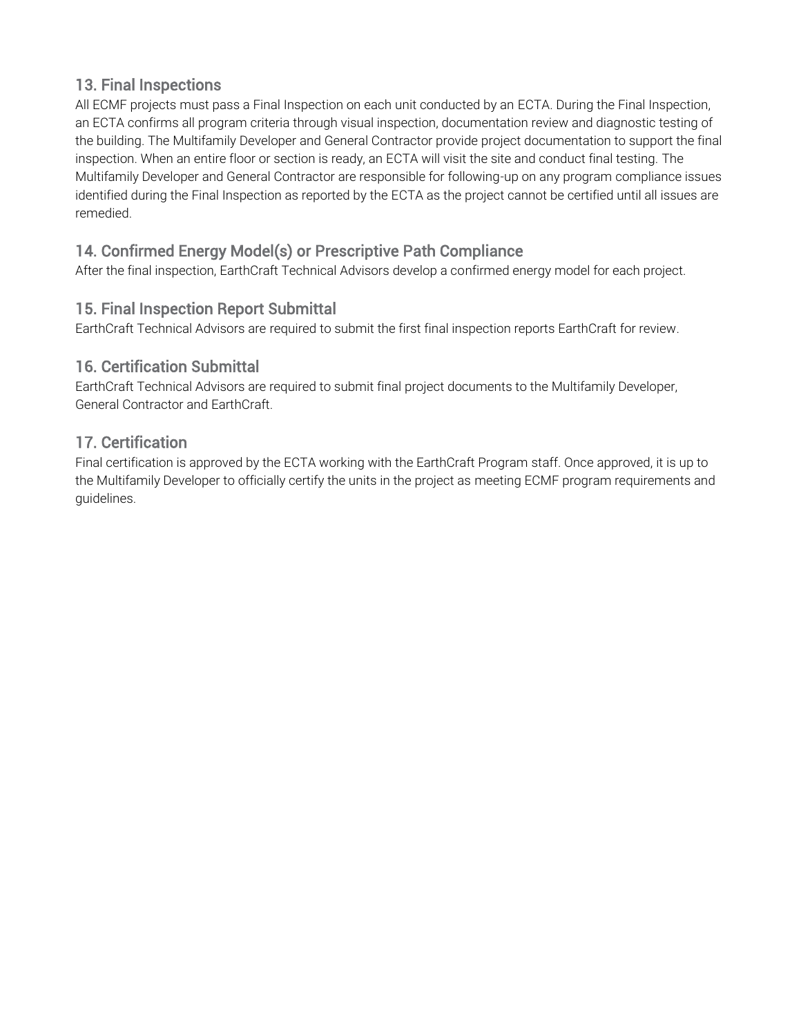## 13. Final Inspections

All ECMF projects must pass a Final Inspection on each unit conducted by an ECTA. During the Final Inspection, an ECTA confirms all program criteria through visual inspection, documentation review and diagnostic testing of the building. The Multifamily Developer and General Contractor provide project documentation to support the final inspection. When an entire floor or section is ready, an ECTA will visit the site and conduct final testing. The Multifamily Developer and General Contractor are responsible for following-up on any program compliance issues identified during the Final Inspection as reported by the ECTA as the project cannot be certified until all issues are remedied.

## 14. Confirmed Energy Model(s) or Prescriptive Path Compliance

After the final inspection, EarthCraft Technical Advisors develop a confirmed energy model for each project.

## 15. Final Inspection Report Submittal

EarthCraft Technical Advisors are required to submit the first final inspection reports EarthCraft for review.

## 16. Certification Submittal

EarthCraft Technical Advisors are required to submit final project documents to the Multifamily Developer, General Contractor and EarthCraft.

## 17. Certification

Final certification is approved by the ECTA working with the EarthCraft Program staff. Once approved, it is up to the Multifamily Developer to officially certify the units in the project as meeting ECMF program requirements and guidelines.